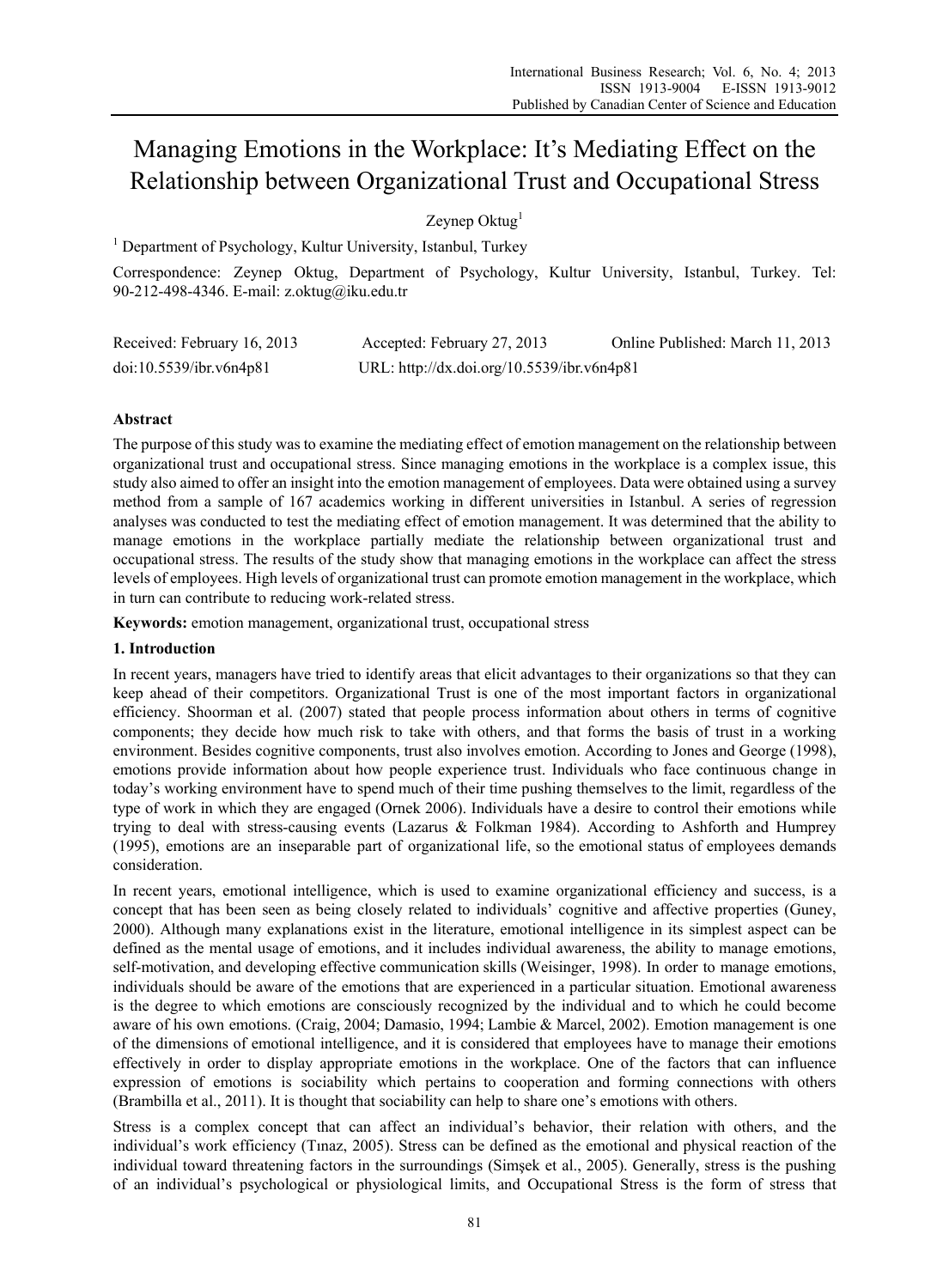# Managing Emotions in the Workplace: It's Mediating Effect on the Relationship between Organizational Trust and Occupational Stress

Zeynep Oktug[1]

[1] Department of Psychology, Kultur University, Istanbul, Turkey

Correspondence: Zeynep Oktug, Department of Psychology, Kultur University, Istanbul, Turkey. Tel: 90-212-498-4346. E-mail: z.oktug@iku.edu.tr

Received: February 16, 2013 Accepted: February 27, 2013 Online Published: March 11, 2013

doi:10.5539/ibr.v6n4p81 URL: http://dx.doi.org/10.5539/ibr.v6n4p81

## Abstract

The purpose of this study was to examine the mediating effect of emotion management on the relationship between organizational trust and occupational stress. Since managing emotions in the workplace is a complex issue, this study also aimed to offer an insight into the emotion management of employees. Data were obtained using a survey method from a sample of 167 academics working in different universities in Istanbul. A series of regression analyses was conducted to test the mediating effect of emotion management. It was determined that the ability to manage emotions in the workplace partially mediate the relationship between organizational trust and occupational stress. The results of the study show that managing emotions in the workplace can affect the stress levels of employees. High levels of organizational trust can promote emotion management in the workplace, which in turn can contribute to reducing work-related stress.

**Keywords:** emotion management, organizational trust, occupational stress

## 1. Introduction

In recent years, managers have tried to identify areas that elicit advantages to their organizations so that they can keep ahead of their competitors. Organizational Trust is one of the most important factors in organizational efficiency. Shoorman et al. (2007) stated that people process information about others in terms of cognitive components; they decide how much risk to take with others, and that forms the basis of trust in a working environment. Besides cognitive components, trust also involves emotion. According to Jones and George (1998), emotions provide information about how people experience trust. Individuals who face continuous change in today's working environment have to spend much of their time pushing themselves to the limit, regardless of the type of work in which they are engaged (Ornek 2006). Individuals have a desire to control their emotions while trying to deal with stress-causing events (Lazarus & Folkman 1984). According to Ashforth and Humprey (1995), emotions are an inseparable part of organizational life, so the emotional status of employees demands consideration.

In recent years, emotional intelligence, which is used to examine organizational efficiency and success, is a concept that has been seen as being closely related to individuals' cognitive and affective properties (Guney, 2000). Although many explanations exist in the literature, emotional intelligence in its simplest aspect can be defined as the mental usage of emotions, and it includes individual awareness, the ability to manage emotions, self-motivation, and developing effective communication skills (Weisinger, 1998). In order to manage emotions, individuals should be aware of the emotions that are experienced in a particular situation. Emotional awareness is the degree to which emotions are consciously recognized by the individual and to which he could become aware of his own emotions. (Craig, 2004; Damasio, 1994; Lambie & Marcel, 2002). Emotion management is one of the dimensions of emotional intelligence, and it is considered that employees have to manage their emotions effectively in order to display appropriate emotions in the workplace. One of the factors that can influence expression of emotions is sociability which pertains to cooperation and forming connections with others (Brambilla et al., 2011). It is thought that sociability can help to share one's emotions with others.

Stress is a complex concept that can affect an individual's behavior, their relation with others, and the individual's work efficiency (Tınaz, 2005). Stress can be defined as the emotional and physical reaction of the individual toward threatening factors in the surroundings (Simşek et al., 2005). Generally, stress is the pushing of an individual's psychological or physiological limits, and Occupational Stress is the form of stress that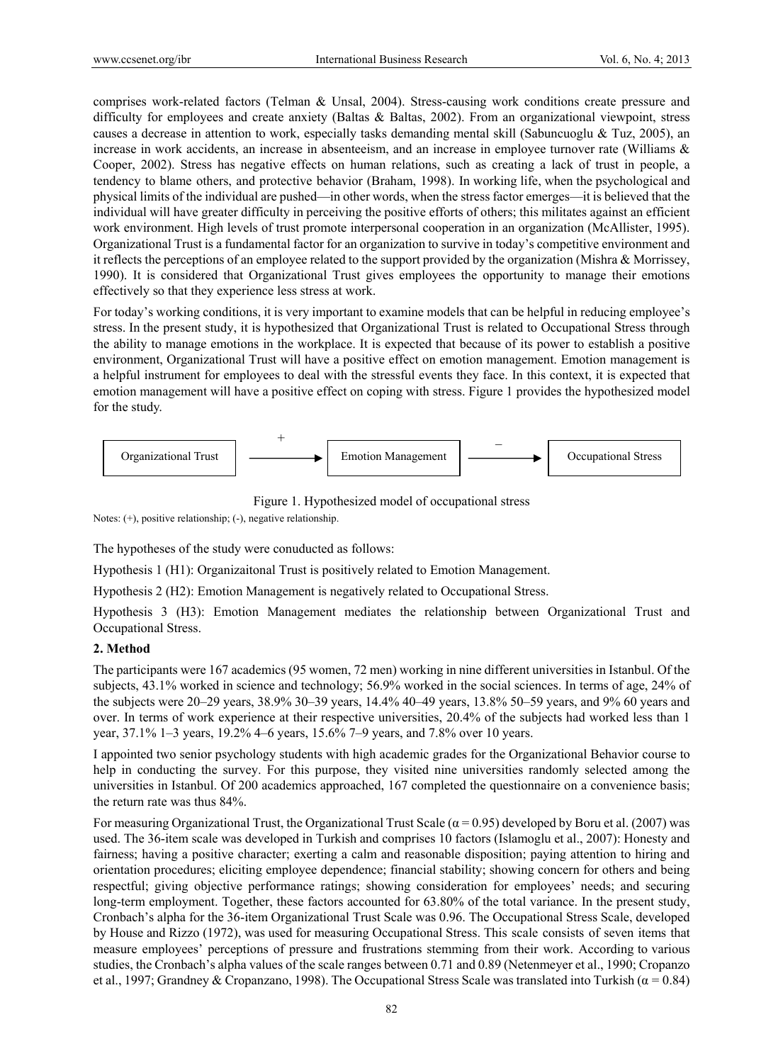comprises work-related factors (Telman & Unsal, 2004). Stress-causing work conditions create pressure and difficulty for employees and create anxiety (Baltas & Baltas, 2002). From an organizational viewpoint, stress causes a decrease in attention to work, especially tasks demanding mental skill (Sabuncuoglu & Tuz, 2005), an increase in work accidents, an increase in absenteeism, and an increase in employee turnover rate (Williams & Cooper, 2002). Stress has negative effects on human relations, such as creating a lack of trust in people, a tendency to blame others, and protective behavior (Braham, 1998). In working life, when the psychological and physical limits of the individual are pushed—in other words, when the stress factor emerges—it is believed that the individual will have greater difficulty in perceiving the positive efforts of others; this militates against an efficient work environment. High levels of trust promote interpersonal cooperation in an organization (McAllister, 1995). Organizational Trust is a fundamental factor for an organization to survive in today's competitive environment and it reflects the perceptions of an employee related to the support provided by the organization (Mishra & Morrissey, 1990). It is considered that Organizational Trust gives employees the opportunity to manage their emotions effectively so that they experience less stress at work.

For today's working conditions, it is very important to examine models that can be helpful in reducing employee's stress. In the present study, it is hypothesized that Organizational Trust is related to Occupational Stress through the ability to manage emotions in the workplace. It is expected that because of its power to establish a positive environment, Organizational Trust will have a positive effect on emotion management. Emotion management is a helpful instrument for employees to deal with the stressful events they face. In this context, it is expected that emotion management will have a positive effect on coping with stress. Figure 1 provides the hypothesized model for the study.

Organizational Trust —(+)→ Emotion Management —(–)→ Occupational Stress

Figure 1. Hypothesized model of occupational stress

Notes: (+), positive relationship; (-), negative relationship.

The hypotheses of the study were conuducted as follows:

Hypothesis 1 (H1): Organizaitonal Trust is positively related to Emotion Management.

Hypothesis 2 (H2): Emotion Management is negatively related to Occupational Stress.

Hypothesis 3 (H3): Emotion Management mediates the relationship between Organizational Trust and Occupational Stress.

## 2. Method

The participants were 167 academics (95 women, 72 men) working in nine different universities in Istanbul. Of the subjects, 43.1% worked in science and technology; 56.9% worked in the social sciences. In terms of age, 24% of the subjects were 20–29 years, 38.9% 30–39 years, 14.4% 40–49 years, 13.8% 50–59 years, and 9% 60 years and over. In terms of work experience at their respective universities, 20.4% of the subjects had worked less than 1 year, 37.1% 1–3 years, 19.2% 4–6 years, 15.6% 7–9 years, and 7.8% over 10 years.

I appointed two senior psychology students with high academic grades for the Organizational Behavior course to help in conducting the survey. For this purpose, they visited nine universities randomly selected among the universities in Istanbul. Of 200 academics approached, 167 completed the questionnaire on a convenience basis; the return rate was thus 84%.

For measuring Organizational Trust, the Organizational Trust Scale ($\alpha = 0.95$) developed by Boru et al. (2007) was used. The 36-item scale was developed in Turkish and comprises 10 factors (Islamoglu et al., 2007): Honesty and fairness; having a positive character; exerting a calm and reasonable disposition; paying attention to hiring and orientation procedures; eliciting employee dependence; financial stability; showing concern for others and being respectful; giving objective performance ratings; showing consideration for employees' needs; and securing long-term employment. Together, these factors accounted for 63.80% of the total variance. In the present study, Cronbach's alpha for the 36-item Organizational Trust Scale was 0.96. The Occupational Stress Scale, developed by House and Rizzo (1972), was used for measuring Occupational Stress. This scale consists of seven items that measure employees' perceptions of pressure and frustrations stemming from their work. According to various studies, the Cronbach's alpha values of the scale ranges between 0.71 and 0.89 (Netenmeyer et al., 1990; Cropanzo et al., 1997; Grandney & Cropanzano, 1998). The Occupational Stress Scale was translated into Turkish ($\alpha = 0.84$)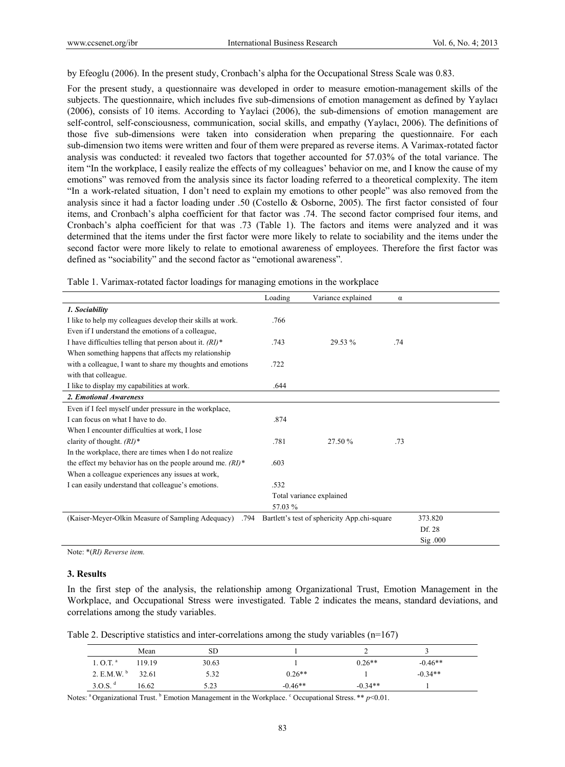by Efeoglu (2006). In the present study, Cronbach's alpha for the Occupational Stress Scale was 0.83.

For the present study, a questionnaire was developed in order to measure emotion-management skills of the subjects. The questionnaire, which includes five sub-dimensions of emotion management as defined by Yaylacı (2006), consists of 10 items. According to Yaylaci (2006), the sub-dimensions of emotion management are self-control, self-consciousness, communication, social skills, and empathy (Yaylacı, 2006). The definitions of those five sub-dimensions were taken into consideration when preparing the questionnaire. For each sub-dimension two items were written and four of them were prepared as reverse items. A Varimax-rotated factor analysis was conducted: it revealed two factors that together accounted for 57.03% of the total variance. The item "In the workplace, I easily realize the effects of my colleagues' behavior on me, and I know the cause of my emotions" was removed from the analysis since its factor loading referred to a theoretical complexity. The item "In a work-related situation, I don't need to explain my emotions to other people" was also removed from the analysis since it had a factor loading under .50 (Costello & Osborne, 2005). The first factor consisted of four items, and Cronbach's alpha coefficient for that factor was .74. The second factor comprised four items, and Cronbach's alpha coefficient for that was .73 (Table 1). The factors and items were analyzed and it was determined that the items under the first factor were more likely to relate to sociability and the items under the second factor were more likely to relate to emotional awareness of employees. Therefore the first factor was defined as "sociability" and the second factor as "emotional awareness".

Table 1. Varimax-rotated factor loadings for managing emotions in the workplace

| | Loading | Variance explained | α | |
|---|---|---|---|---|
| ***1. Sociability*** | | | | |
| I like to help my colleagues develop their skills at work. | .766 | | | |
| Even if I understand the emotions of a colleague, I have difficulties telling that person about it. *(RI)\** | .743 | 29.53 % | .74 | |
| When something happens that affects my relationship with a colleague, I want to share my thoughts and emotions with that colleague. | .722 | | | |
| I like to display my capabilities at work. | .644 | | | |
| ***2. Emotional Awareness*** | | | | |
| Even if I feel myself under pressure in the workplace, I can focus on what I have to do. | .874 | | | |
| When I encounter difficulties at work, I lose clarity of thought. *(RI)\** | .781 | 27.50 % | .73 | |
| In the workplace, there are times when I do not realize the effect my behavior has on the people around me. *(RI)\** | .603 | | | |
| When a colleague experiences any issues at work, I can easily understand that colleague's emotions. | .532 | | | |
| | Total variance explained 57.03 % | | | |
| (Kaiser-Meyer-Olkin Measure of Sampling Adequacy) .794 | Bartlett's test of sphericity App.chi-square | | | 373.820 |
| | | | | Df. 28 |
| | | | | Sig .000 |

Note: \**(RI) Reverse item.*

## 3. Results

In the first step of the analysis, the relationship among Organizational Trust, Emotion Management in the Workplace, and Occupational Stress were investigated. Table 2 indicates the means, standard deviations, and correlations among the study variables.

Table 2. Descriptive statistics and inter-correlations among the study variables (n=167)

| | Mean | SD | 1 | 2 | 3 |
|---|---|---|---|---|---|
| 1. O.T. [a] | 119.19 | 30.63 | 1 | 0.26** | -0.46** |
| 2. E.M.W. [b] | 32.61 | 5.32 | 0.26** | 1 | -0.34** |
| 3.O.S. [d] | 16.62 | 5.23 | -0.46** | -0.34** | 1 |

Notes: [a] Organizational Trust. [b] Emotion Management in the Workplace. [c] Occupational Stress. ** $p<0.01$.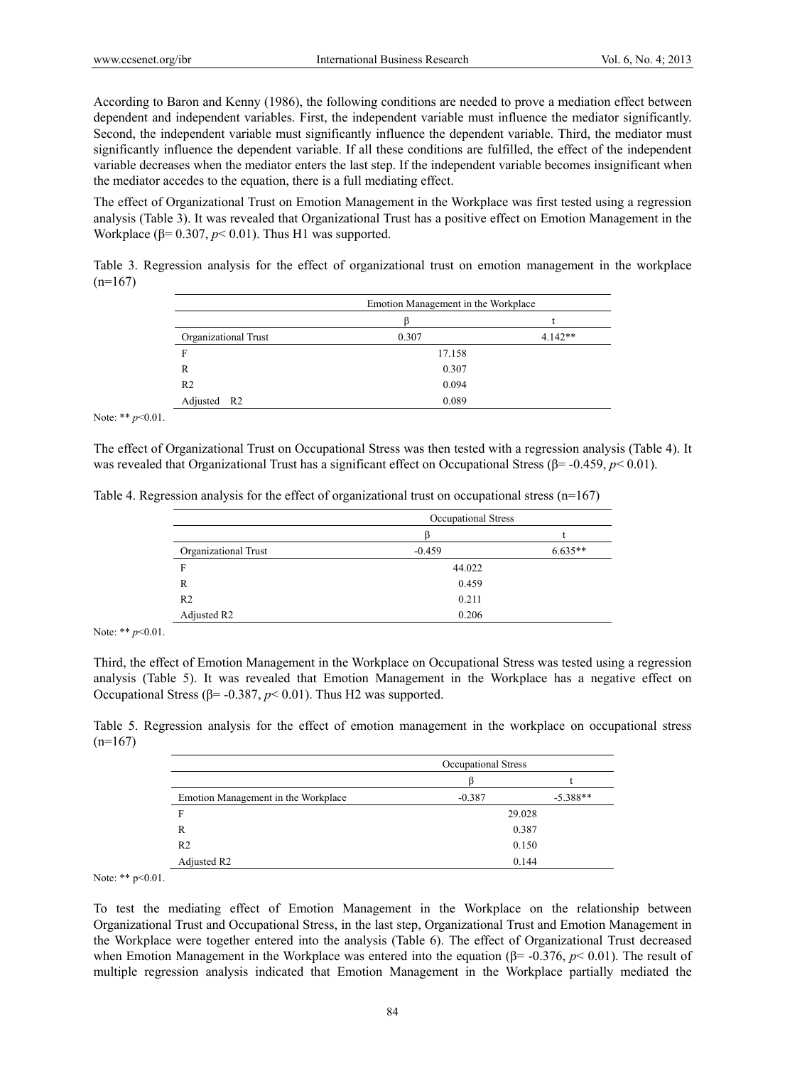According to Baron and Kenny (1986), the following conditions are needed to prove a mediation effect between dependent and independent variables. First, the independent variable must influence the mediator significantly. Second, the independent variable must significantly influence the dependent variable. Third, the mediator must significantly influence the dependent variable. If all these conditions are fulfilled, the effect of the independent variable decreases when the mediator enters the last step. If the independent variable becomes insignificant when the mediator accedes to the equation, there is a full mediating effect.

The effect of Organizational Trust on Emotion Management in the Workplace was first tested using a regression analysis (Table 3). It was revealed that Organizational Trust has a positive effect on Emotion Management in the Workplace ($\beta$= 0.307, $p$< 0.01). Thus H1 was supported.

Table 3. Regression analysis for the effect of organizational trust on emotion management in the workplace (n=167)

| | Emotion Management in the Workplace | |
|---|---|---|
| | β | t |
| Organizational Trust | 0.307 | 4.142** |
| F | 17.158 | |
| R | 0.307 | |
| R2 | 0.094 | |
| Adjusted R2 | 0.089 | |

Note: ** $p$<0.01.

The effect of Organizational Trust on Occupational Stress was then tested with a regression analysis (Table 4). It was revealed that Organizational Trust has a significant effect on Occupational Stress ($\beta$= -0.459, $p$< 0.01).

Table 4. Regression analysis for the effect of organizational trust on occupational stress (n=167)

| | Occupational Stress | |
|---|---|---|
| | β | t |
| Organizational Trust | -0.459 | 6.635** |
| F | 44.022 | |
| R | 0.459 | |
| R2 | 0.211 | |
| Adjusted R2 | 0.206 | |

Note: ** $p$<0.01.

Third, the effect of Emotion Management in the Workplace on Occupational Stress was tested using a regression analysis (Table 5). It was revealed that Emotion Management in the Workplace has a negative effect on Occupational Stress ($\beta$= -0.387, $p$< 0.01). Thus H2 was supported.

Table 5. Regression analysis for the effect of emotion management in the workplace on occupational stress (n=167)

| | Occupational Stress | |
|---|---|---|
| | β | t |
| Emotion Management in the Workplace | -0.387 | -5.388** |
| F | 29.028 | |
| R | 0.387 | |
| R2 | 0.150 | |
| Adjusted R2 | 0.144 | |

Note: ** p<0.01.

To test the mediating effect of Emotion Management in the Workplace on the relationship between Organizational Trust and Occupational Stress, in the last step, Organizational Trust and Emotion Management in the Workplace were together entered into the analysis (Table 6). The effect of Organizational Trust decreased when Emotion Management in the Workplace was entered into the equation ($\beta$= -0.376, $p$< 0.01). The result of multiple regression analysis indicated that Emotion Management in the Workplace partially mediated the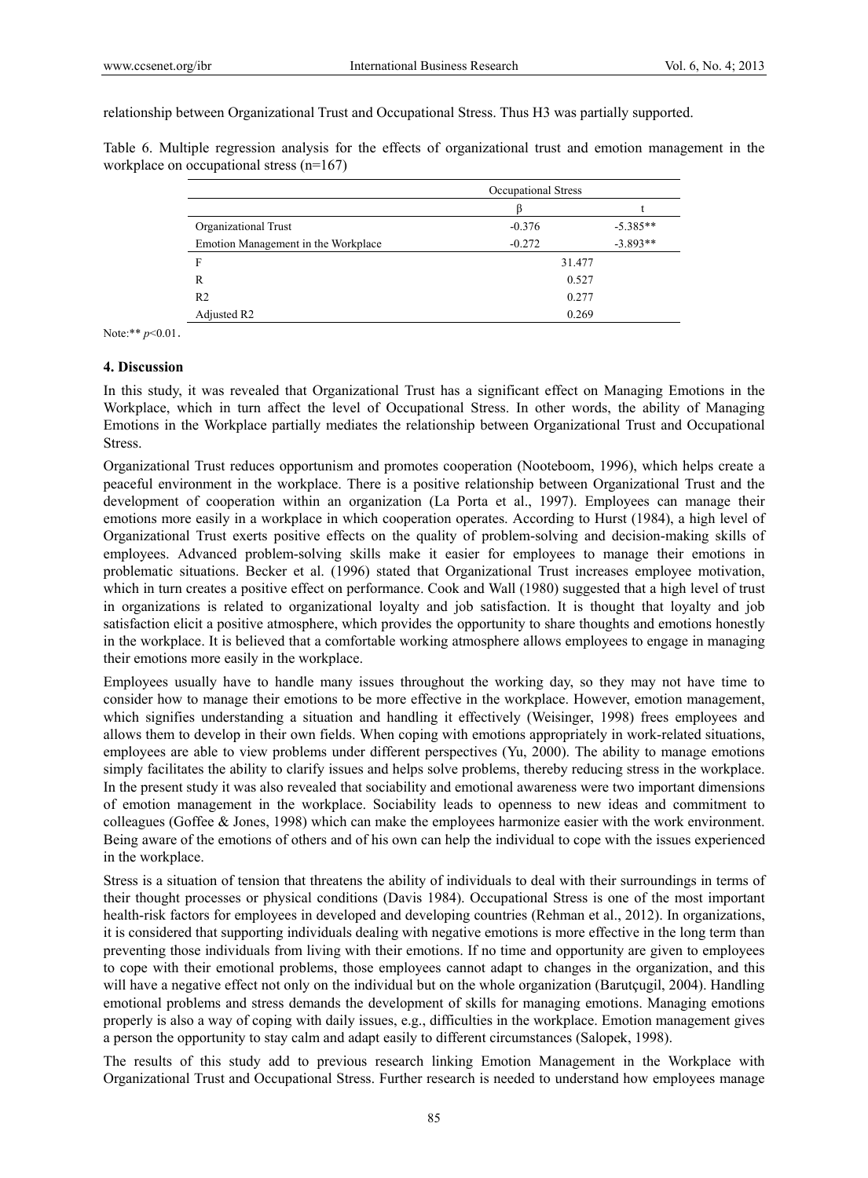relationship between Organizational Trust and Occupational Stress. Thus H3 was partially supported.

Table 6. Multiple regression analysis for the effects of organizational trust and emotion management in the workplace on occupational stress (n=167)

| | Occupational Stress | |
|---|---|---|
| | β | t |
| Organizational Trust | -0.376 | -5.385** |
| Emotion Management in the Workplace | -0.272 | -3.893** |
| F | 31.477 | |
| R | 0.527 | |
| R2 | 0.277 | |
| Adjusted R2 | 0.269 | |

Note:** $p<0.01$.

## 4. Discussion

In this study, it was revealed that Organizational Trust has a significant effect on Managing Emotions in the Workplace, which in turn affect the level of Occupational Stress. In other words, the ability of Managing Emotions in the Workplace partially mediates the relationship between Organizational Trust and Occupational Stress.

Organizational Trust reduces opportunism and promotes cooperation (Nooteboom, 1996), which helps create a peaceful environment in the workplace. There is a positive relationship between Organizational Trust and the development of cooperation within an organization (La Porta et al., 1997). Employees can manage their emotions more easily in a workplace in which cooperation operates. According to Hurst (1984), a high level of Organizational Trust exerts positive effects on the quality of problem-solving and decision-making skills of employees. Advanced problem-solving skills make it easier for employees to manage their emotions in problematic situations. Becker et al. (1996) stated that Organizational Trust increases employee motivation, which in turn creates a positive effect on performance. Cook and Wall (1980) suggested that a high level of trust in organizations is related to organizational loyalty and job satisfaction. It is thought that loyalty and job satisfaction elicit a positive atmosphere, which provides the opportunity to share thoughts and emotions honestly in the workplace. It is believed that a comfortable working atmosphere allows employees to engage in managing their emotions more easily in the workplace.

Employees usually have to handle many issues throughout the working day, so they may not have time to consider how to manage their emotions to be more effective in the workplace. However, emotion management, which signifies understanding a situation and handling it effectively (Weisinger, 1998) frees employees and allows them to develop in their own fields. When coping with emotions appropriately in work-related situations, employees are able to view problems under different perspectives (Yu, 2000). The ability to manage emotions simply facilitates the ability to clarify issues and helps solve problems, thereby reducing stress in the workplace. In the present study it was also revealed that sociability and emotional awareness were two important dimensions of emotion management in the workplace. Sociability leads to openness to new ideas and commitment to colleagues (Goffee & Jones, 1998) which can make the employees harmonize easier with the work environment. Being aware of the emotions of others and of his own can help the individual to cope with the issues experienced in the workplace.

Stress is a situation of tension that threatens the ability of individuals to deal with their surroundings in terms of their thought processes or physical conditions (Davis 1984). Occupational Stress is one of the most important health-risk factors for employees in developed and developing countries (Rehman et al., 2012). In organizations, it is considered that supporting individuals dealing with negative emotions is more effective in the long term than preventing those individuals from living with their emotions. If no time and opportunity are given to employees to cope with their emotional problems, those employees cannot adapt to changes in the organization, and this will have a negative effect not only on the individual but on the whole organization (Barutçugil, 2004). Handling emotional problems and stress demands the development of skills for managing emotions. Managing emotions properly is also a way of coping with daily issues, e.g., difficulties in the workplace. Emotion management gives a person the opportunity to stay calm and adapt easily to different circumstances (Salopek, 1998).

The results of this study add to previous research linking Emotion Management in the Workplace with Organizational Trust and Occupational Stress. Further research is needed to understand how employees manage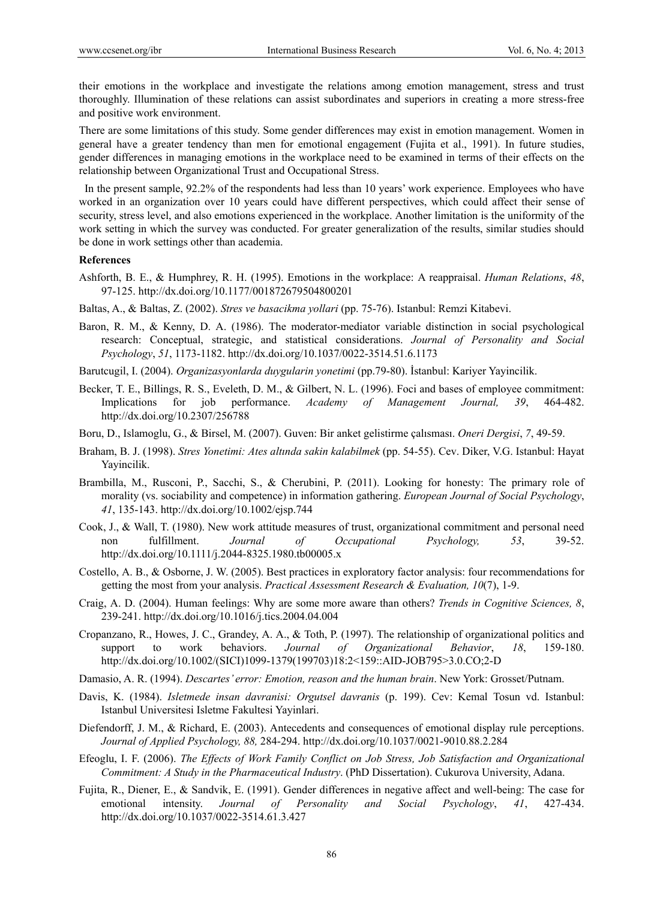their emotions in the workplace and investigate the relations among emotion management, stress and trust thoroughly. Illumination of these relations can assist subordinates and superiors in creating a more stress-free and positive work environment.

There are some limitations of this study. Some gender differences may exist in emotion management. Women in general have a greater tendency than men for emotional engagement (Fujita et al., 1991). In future studies, gender differences in managing emotions in the workplace need to be examined in terms of their effects on the relationship between Organizational Trust and Occupational Stress.

In the present sample, 92.2% of the respondents had less than 10 years' work experience. Employees who have worked in an organization over 10 years could have different perspectives, which could affect their sense of security, stress level, and also emotions experienced in the workplace. Another limitation is the uniformity of the work setting in which the survey was conducted. For greater generalization of the results, similar studies should be done in work settings other than academia.

**References**

Ashforth, B. E., & Humphrey, R. H. (1995). Emotions in the workplace: A reappraisal. *Human Relations*, *48*, 97-125. http://dx.doi.org/10.1177/001872679504800201

Baltas, A., & Baltas, Z. (2002). *Stres ve basacikma yollari* (pp. 75-76). Istanbul: Remzi Kitabevi.

Baron, R. M., & Kenny, D. A. (1986). The moderator-mediator variable distinction in social psychological research: Conceptual, strategic, and statistical considerations. *Journal of Personality and Social Psychology*, *51*, 1173-1182. http://dx.doi.org/10.1037/0022-3514.51.6.1173

Barutcugil, I. (2004). *Organizasyonlarda duygularin yonetimi* (pp.79-80). İstanbul: Kariyer Yayincilik.

Becker, T. E., Billings, R. S., Eveleth, D. M., & Gilbert, N. L. (1996). Foci and bases of employee commitment: Implications for job performance. *Academy of Management Journal, 39*, 464-482. http://dx.doi.org/10.2307/256788

Boru, D., Islamoglu, G., & Birsel, M. (2007). Guven: Bir anket gelistirme çalısması. *Oneri Dergisi*, *7*, 49-59.

Braham, B. J. (1998). *Stres Yonetimi: Ates altında sakin kalabilmek* (pp. 54-55). Cev. Diker, V.G. Istanbul: Hayat Yayincilik.

Brambilla, M., Rusconi, P., Sacchi, S., & Cherubini, P. (2011). Looking for honesty: The primary role of morality (vs. sociability and competence) in information gathering. *European Journal of Social Psychology*, *41*, 135-143. http://dx.doi.org/10.1002/ejsp.744

Cook, J., & Wall, T. (1980). New work attitude measures of trust, organizational commitment and personal need non fulfillment. *Journal of Occupational Psychology, 53*, 39-52. http://dx.doi.org/10.1111/j.2044-8325.1980.tb00005.x

Costello, A. B., & Osborne, J. W. (2005). Best practices in exploratory factor analysis: four recommendations for getting the most from your analysis. *Practical Assessment Research & Evaluation, 10*(7), 1-9.

Craig, A. D. (2004). Human feelings: Why are some more aware than others? *Trends in Cognitive Sciences, 8*, 239-241. http://dx.doi.org/10.1016/j.tics.2004.04.004

Cropanzano, R., Howes, J. C., Grandey, A. A., & Toth, P. (1997). The relationship of organizational politics and support to work behaviors. *Journal of Organizational Behavior*, *18*, 159-180. http://dx.doi.org/10.1002/(SICI)1099-1379(199703)18:2<159::AID-JOB795>3.0.CO;2-D

Damasio, A. R. (1994). *Descartes' error: Emotion, reason and the human brain*. New York: Grosset/Putnam.

Davis, K. (1984). *Isletmede insan davranisi: Orgutsel davranis* (p. 199). Cev: Kemal Tosun vd. Istanbul: Istanbul Universitesi Isletme Fakultesi Yayinlari.

Diefendorff, J. M., & Richard, E. (2003). Antecedents and consequences of emotional display rule perceptions. *Journal of Applied Psychology, 88,* 284-294. http://dx.doi.org/10.1037/0021-9010.88.2.284

Efeoglu, I. F. (2006). *The Effects of Work Family Conflict on Job Stress, Job Satisfaction and Organizational Commitment: A Study in the Pharmaceutical Industry*. (PhD Dissertation). Cukurova University, Adana.

Fujita, R., Diener, E., & Sandvik, E. (1991). Gender differences in negative affect and well-being: The case for emotional intensity. *Journal of Personality and Social Psychology*, *41*, 427-434. http://dx.doi.org/10.1037/0022-3514.61.3.427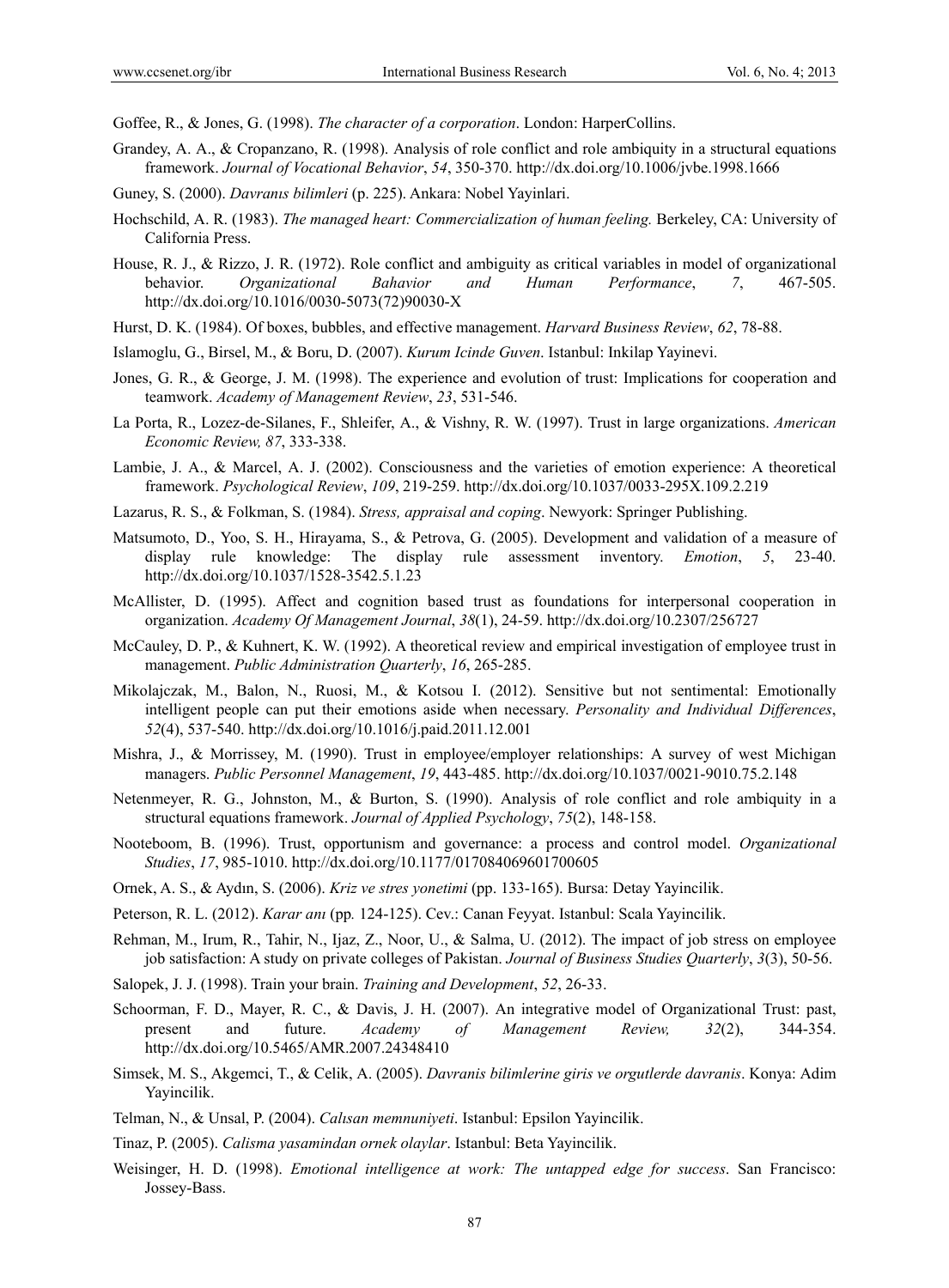Goffee, R., & Jones, G. (1998). *The character of a corporation*. London: HarperCollins.

Grandey, A. A., & Cropanzano, R. (1998). Analysis of role conflict and role ambiquity in a structural equations framework. *Journal of Vocational Behavior*, *54*, 350-370. http://dx.doi.org/10.1006/jvbe.1998.1666

Guney, S. (2000). *Davranıs bilimleri* (p. 225). Ankara: Nobel Yayinlari.

Hochschild, A. R. (1983). *The managed heart: Commercialization of human feeling.* Berkeley, CA: University of California Press.

House, R. J., & Rizzo, J. R. (1972). Role conflict and ambiguity as critical variables in model of organizational behavior. *Organizational Bahavior and Human Performance*, *7*, 467-505. http://dx.doi.org/10.1016/0030-5073(72)90030-X

Hurst, D. K. (1984). Of boxes, bubbles, and effective management. *Harvard Business Review*, *62*, 78-88.

Islamoglu, G., Birsel, M., & Boru, D. (2007). *Kurum Icinde Guven*. Istanbul: Inkilap Yayinevi.

Jones, G. R., & George, J. M. (1998). The experience and evolution of trust: Implications for cooperation and teamwork. *Academy of Management Review*, *23*, 531-546.

La Porta, R., Lozez-de-Silanes, F., Shleifer, A., & Vishny, R. W. (1997). Trust in large organizations. *American Economic Review, 87*, 333-338.

Lambie, J. A., & Marcel, A. J. (2002). Consciousness and the varieties of emotion experience: A theoretical framework. *Psychological Review*, *109*, 219-259. http://dx.doi.org/10.1037/0033-295X.109.2.219

Lazarus, R. S., & Folkman, S. (1984). *Stress, appraisal and coping*. Newyork: Springer Publishing.

Matsumoto, D., Yoo, S. H., Hirayama, S., & Petrova, G. (2005). Development and validation of a measure of display rule knowledge: The display rule assessment inventory. *Emotion*, *5*, 23-40. http://dx.doi.org/10.1037/1528-3542.5.1.23

McAllister, D. (1995). Affect and cognition based trust as foundations for interpersonal cooperation in organization. *Academy Of Management Journal*, *38*(1), 24-59. http://dx.doi.org/10.2307/256727

McCauley, D. P., & Kuhnert, K. W. (1992). A theoretical review and empirical investigation of employee trust in management. *Public Administration Quarterly*, *16*, 265-285.

Mikolajczak, M., Balon, N., Ruosi, M., & Kotsou I. (2012). Sensitive but not sentimental: Emotionally intelligent people can put their emotions aside when necessary. *Personality and Individual Differences*, *52*(4), 537-540. http://dx.doi.org/10.1016/j.paid.2011.12.001

Mishra, J., & Morrissey, M. (1990). Trust in employee/employer relationships: A survey of west Michigan managers. *Public Personnel Management*, *19*, 443-485. http://dx.doi.org/10.1037/0021-9010.75.2.148

Netenmeyer, R. G., Johnston, M., & Burton, S. (1990). Analysis of role conflict and role ambiquity in a structural equations framework. *Journal of Applied Psychology*, *75*(2), 148-158.

Nooteboom, B. (1996). Trust, opportunism and governance: a process and control model. *Organizational Studies*, *17*, 985-1010. http://dx.doi.org/10.1177/017084069601700605

Ornek, A. S., & Aydın, S. (2006). *Kriz ve stres yonetimi* (pp. 133-165). Bursa: Detay Yayincilik.

Peterson, R. L. (2012). *Karar anı* (pp*.* 124-125). Cev.: Canan Feyyat. Istanbul: Scala Yayincilik.

Rehman, M., Irum, R., Tahir, N., Ijaz, Z., Noor, U., & Salma, U. (2012). The impact of job stress on employee job satisfaction: A study on private colleges of Pakistan. *Journal of Business Studies Quarterly*, *3*(3), 50-56.

Salopek, J. J. (1998). Train your brain. *Training and Development*, *52*, 26-33.

Schoorman, F. D., Mayer, R. C., & Davis, J. H. (2007). An integrative model of Organizational Trust: past, present and future. *Academy of Management Review, 32*(2), 344-354. http://dx.doi.org/10.5465/AMR.2007.24348410

Simsek, M. S., Akgemci, T., & Celik, A. (2005). *Davranis bilimlerine giris ve orgutlerde davranis*. Konya: Adim Yayincilik.

Telman, N., & Unsal, P. (2004). *Calısan memnuniyeti*. Istanbul: Epsilon Yayincilik.

Tinaz, P. (2005). *Calisma yasamindan ornek olaylar*. Istanbul: Beta Yayincilik.

Weisinger, H. D. (1998). *Emotional intelligence at work: The untapped edge for success*. San Francisco: Jossey-Bass.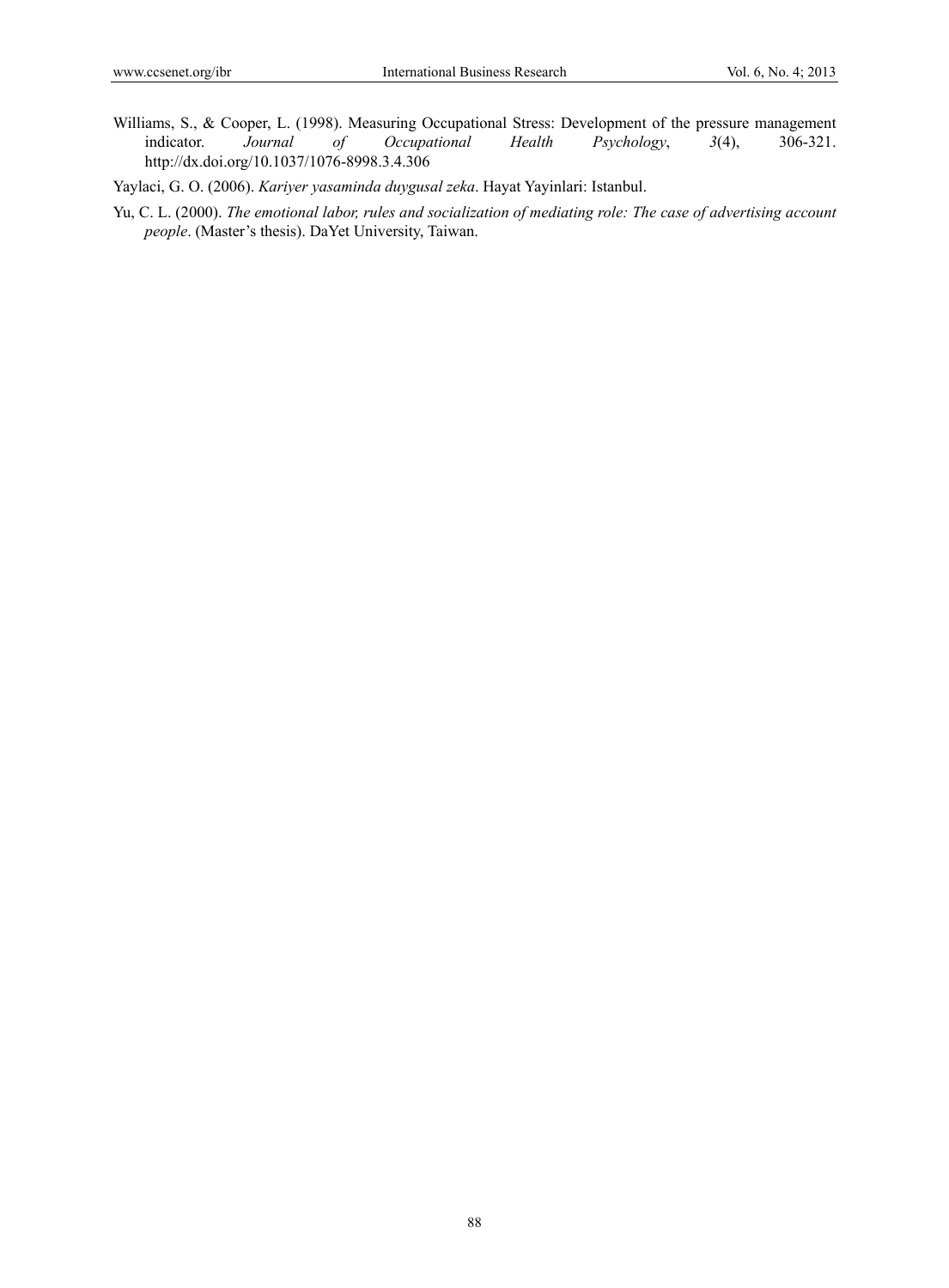Williams, S., & Cooper, L. (1998). Measuring Occupational Stress: Development of the pressure management indicator. *Journal of Occupational Health Psychology*, *3*(4), 306-321. http://dx.doi.org/10.1037/1076-8998.3.4.306

Yaylaci, G. O. (2006). *Kariyer yasaminda duygusal zeka*. Hayat Yayinlari: Istanbul.

Yu, C. L. (2000). *The emotional labor, rules and socialization of mediating role: The case of advertising account people*. (Master's thesis). DaYet University, Taiwan.